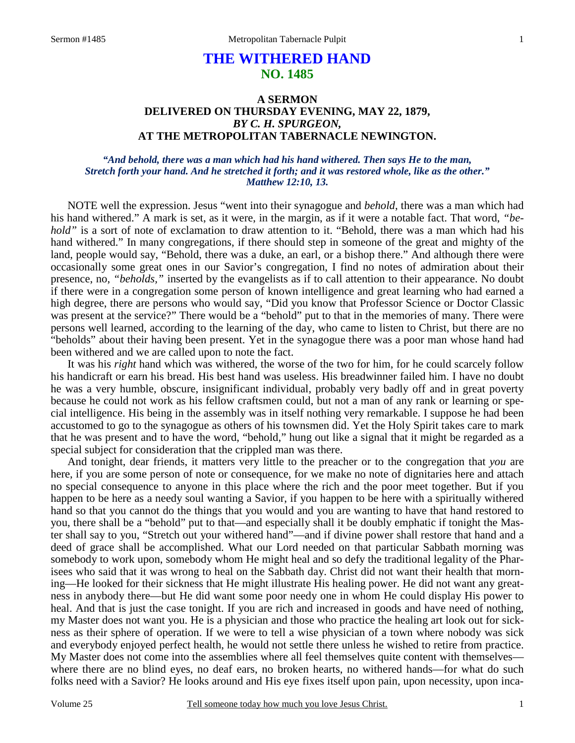# THE WITHERED HAND
## NO. 1485

### A SERMON
### DELIVERED ON THURSDAY EVENING, MAY 22, 1879,
### *BY C. H. SPURGEON,*
### AT THE METROPOLITAN TABERNACLE NEWINGTON.

*"And behold, there was a man which had his hand withered. Then says He to the man, Stretch forth your hand. And he stretched it forth; and it was restored whole, like as the other." Matthew 12:10, 13.*

NOTE well the expression. Jesus "went into their synagogue and *behold*, there was a man which had his hand withered." A mark is set, as it were, in the margin, as if it were a notable fact. That word, *"behold"* is a sort of note of exclamation to draw attention to it. "Behold, there was a man which had his hand withered." In many congregations, if there should step in someone of the great and mighty of the land, people would say, "Behold, there was a duke, an earl, or a bishop there." And although there were occasionally some great ones in our Savior's congregation, I find no notes of admiration about their presence, no, *"beholds,"* inserted by the evangelists as if to call attention to their appearance. No doubt if there were in a congregation some person of known intelligence and great learning who had earned a high degree, there are persons who would say, "Did you know that Professor Science or Doctor Classic was present at the service?" There would be a "behold" put to that in the memories of many. There were persons well learned, according to the learning of the day, who came to listen to Christ, but there are no "beholds" about their having been present. Yet in the synagogue there was a poor man whose hand had been withered and we are called upon to note the fact.

It was his *right* hand which was withered, the worse of the two for him, for he could scarcely follow his handicraft or earn his bread. His best hand was useless. His breadwinner failed him. I have no doubt he was a very humble, obscure, insignificant individual, probably very badly off and in great poverty because he could not work as his fellow craftsmen could, but not a man of any rank or learning or special intelligence. His being in the assembly was in itself nothing very remarkable. I suppose he had been accustomed to go to the synagogue as others of his townsmen did. Yet the Holy Spirit takes care to mark that he was present and to have the word, "behold," hung out like a signal that it might be regarded as a special subject for consideration that the crippled man was there.

And tonight, dear friends, it matters very little to the preacher or to the congregation that *you* are here, if you are some person of note or consequence, for we make no note of dignitaries here and attach no special consequence to anyone in this place where the rich and the poor meet together. But if you happen to be here as a needy soul wanting a Savior, if you happen to be here with a spiritually withered hand so that you cannot do the things that you would and you are wanting to have that hand restored to you, there shall be a "behold" put to that—and especially shall it be doubly emphatic if tonight the Master shall say to you, "Stretch out your withered hand"—and if divine power shall restore that hand and a deed of grace shall be accomplished. What our Lord needed on that particular Sabbath morning was somebody to work upon, somebody whom He might heal and so defy the traditional legality of the Pharisees who said that it was wrong to heal on the Sabbath day. Christ did not want their health that morning—He looked for their sickness that He might illustrate His healing power. He did not want any greatness in anybody there—but He did want some poor needy one in whom He could display His power to heal. And that is just the case tonight. If you are rich and increased in goods and have need of nothing, my Master does not want you. He is a physician and those who practice the healing art look out for sickness as their sphere of operation. If we were to tell a wise physician of a town where nobody was sick and everybody enjoyed perfect health, he would not settle there unless he wished to retire from practice. My Master does not come into the assemblies where all feel themselves quite content with themselves—where there are no blind eyes, no deaf ears, no broken hearts, no withered hands—for what do such folks need with a Savior? He looks around and His eye fixes itself upon pain, upon necessity, upon inca-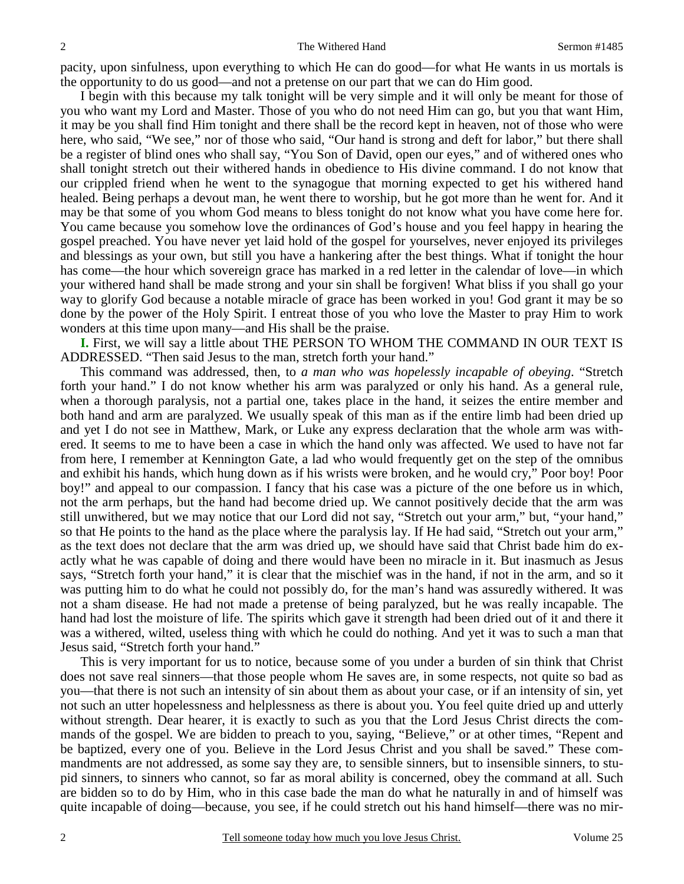pacity, upon sinfulness, upon everything to which He can do good—for what He wants in us mortals is the opportunity to do us good—and not a pretense on our part that we can do Him good.

I begin with this because my talk tonight will be very simple and it will only be meant for those of you who want my Lord and Master. Those of you who do not need Him can go, but you that want Him, it may be you shall find Him tonight and there shall be the record kept in heaven, not of those who were here, who said, "We see," nor of those who said, "Our hand is strong and deft for labor," but there shall be a register of blind ones who shall say, "You Son of David, open our eyes," and of withered ones who shall tonight stretch out their withered hands in obedience to His divine command. I do not know that our crippled friend when he went to the synagogue that morning expected to get his withered hand healed. Being perhaps a devout man, he went there to worship, but he got more than he went for. And it may be that some of you whom God means to bless tonight do not know what you have come here for. You came because you somehow love the ordinances of God's house and you feel happy in hearing the gospel preached. You have never yet laid hold of the gospel for yourselves, never enjoyed its privileges and blessings as your own, but still you have a hankering after the best things. What if tonight the hour has come—the hour which sovereign grace has marked in a red letter in the calendar of love—in which your withered hand shall be made strong and your sin shall be forgiven! What bliss if you shall go your way to glorify God because a notable miracle of grace has been worked in you! God grant it may be so done by the power of the Holy Spirit. I entreat those of you who love the Master to pray Him to work wonders at this time upon many—and His shall be the praise.

**I.** First, we will say a little about THE PERSON TO WHOM THE COMMAND IN OUR TEXT IS ADDRESSED. "Then said Jesus to the man, stretch forth your hand."

This command was addressed, then, to *a man who was hopelessly incapable of obeying*. "Stretch forth your hand." I do not know whether his arm was paralyzed or only his hand. As a general rule, when a thorough paralysis, not a partial one, takes place in the hand, it seizes the entire member and both hand and arm are paralyzed. We usually speak of this man as if the entire limb had been dried up and yet I do not see in Matthew, Mark, or Luke any express declaration that the whole arm was withered. It seems to me to have been a case in which the hand only was affected. We used to have not far from here, I remember at Kennington Gate, a lad who would frequently get on the step of the omnibus and exhibit his hands, which hung down as if his wrists were broken, and he would cry," Poor boy! Poor boy!" and appeal to our compassion. I fancy that his case was a picture of the one before us in which, not the arm perhaps, but the hand had become dried up. We cannot positively decide that the arm was still unwithered, but we may notice that our Lord did not say, "Stretch out your arm," but, "your hand," so that He points to the hand as the place where the paralysis lay. If He had said, "Stretch out your arm," as the text does not declare that the arm was dried up, we should have said that Christ bade him do exactly what he was capable of doing and there would have been no miracle in it. But inasmuch as Jesus says, "Stretch forth your hand," it is clear that the mischief was in the hand, if not in the arm, and so it was putting him to do what he could not possibly do, for the man's hand was assuredly withered. It was not a sham disease. He had not made a pretense of being paralyzed, but he was really incapable. The hand had lost the moisture of life. The spirits which gave it strength had been dried out of it and there it was a withered, wilted, useless thing with which he could do nothing. And yet it was to such a man that Jesus said, "Stretch forth your hand."

This is very important for us to notice, because some of you under a burden of sin think that Christ does not save real sinners—that those people whom He saves are, in some respects, not quite so bad as you—that there is not such an intensity of sin about them as about your case, or if an intensity of sin, yet not such an utter hopelessness and helplessness as there is about you. You feel quite dried up and utterly without strength. Dear hearer, it is exactly to such as you that the Lord Jesus Christ directs the commands of the gospel. We are bidden to preach to you, saying, "Believe," or at other times, "Repent and be baptized, every one of you. Believe in the Lord Jesus Christ and you shall be saved." These commandments are not addressed, as some say they are, to sensible sinners, but to insensible sinners, to stupid sinners, to sinners who cannot, so far as moral ability is concerned, obey the command at all. Such are bidden so to do by Him, who in this case bade the man do what he naturally in and of himself was quite incapable of doing—because, you see, if he could stretch out his hand himself—there was no mir-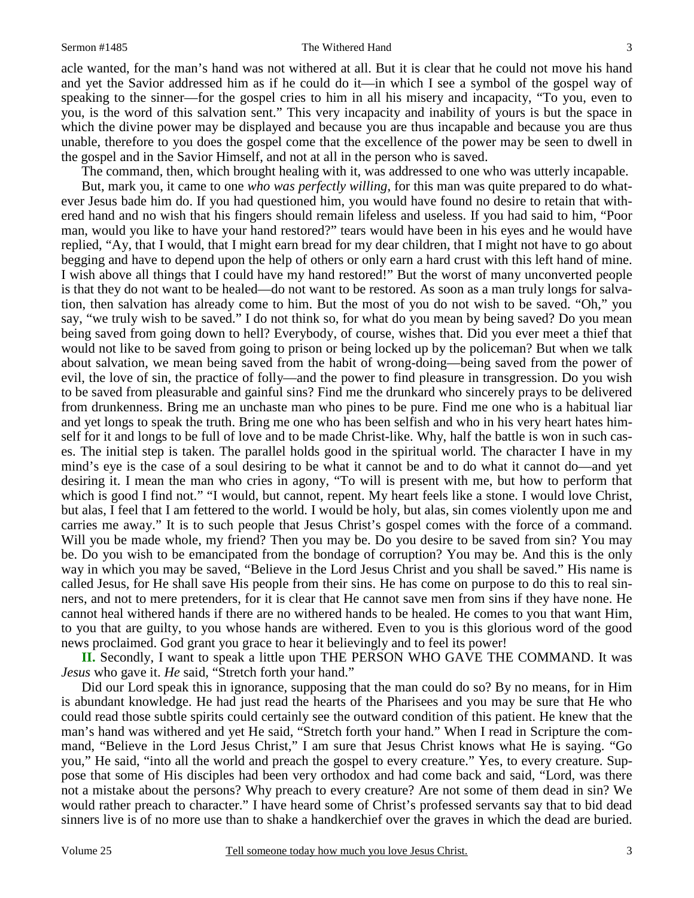acle wanted, for the man's hand was not withered at all. But it is clear that he could not move his hand and yet the Savior addressed him as if he could do it—in which I see a symbol of the gospel way of speaking to the sinner—for the gospel cries to him in all his misery and incapacity, "To you, even to you, is the word of this salvation sent." This very incapacity and inability of yours is but the space in which the divine power may be displayed and because you are thus incapable and because you are thus unable, therefore to you does the gospel come that the excellence of the power may be seen to dwell in the gospel and in the Savior Himself, and not at all in the person who is saved.

The command, then, which brought healing with it, was addressed to one who was utterly incapable.

But, mark you, it came to one *who was perfectly willing*, for this man was quite prepared to do whatever Jesus bade him do. If you had questioned him, you would have found no desire to retain that withered hand and no wish that his fingers should remain lifeless and useless. If you had said to him, "Poor man, would you like to have your hand restored?" tears would have been in his eyes and he would have replied, "Ay, that I would, that I might earn bread for my dear children, that I might not have to go about begging and have to depend upon the help of others or only earn a hard crust with this left hand of mine. I wish above all things that I could have my hand restored!" But the worst of many unconverted people is that they do not want to be healed—do not want to be restored. As soon as a man truly longs for salvation, then salvation has already come to him. But the most of you do not wish to be saved. "Oh," you say, "we truly wish to be saved." I do not think so, for what do you mean by being saved? Do you mean being saved from going down to hell? Everybody, of course, wishes that. Did you ever meet a thief that would not like to be saved from going to prison or being locked up by the policeman? But when we talk about salvation, we mean being saved from the habit of wrong-doing—being saved from the power of evil, the love of sin, the practice of folly—and the power to find pleasure in transgression. Do you wish to be saved from pleasurable and gainful sins? Find me the drunkard who sincerely prays to be delivered from drunkenness. Bring me an unchaste man who pines to be pure. Find me one who is a habitual liar and yet longs to speak the truth. Bring me one who has been selfish and who in his very heart hates himself for it and longs to be full of love and to be made Christ-like. Why, half the battle is won in such cases. The initial step is taken. The parallel holds good in the spiritual world. The character I have in my mind's eye is the case of a soul desiring to be what it cannot be and to do what it cannot do—and yet desiring it. I mean the man who cries in agony, "To will is present with me, but how to perform that which is good I find not." "I would, but cannot, repent. My heart feels like a stone. I would love Christ, but alas, I feel that I am fettered to the world. I would be holy, but alas, sin comes violently upon me and carries me away." It is to such people that Jesus Christ's gospel comes with the force of a command. Will you be made whole, my friend? Then you may be. Do you desire to be saved from sin? You may be. Do you wish to be emancipated from the bondage of corruption? You may be. And this is the only way in which you may be saved, "Believe in the Lord Jesus Christ and you shall be saved." His name is called Jesus, for He shall save His people from their sins. He has come on purpose to do this to real sinners, and not to mere pretenders, for it is clear that He cannot save men from sins if they have none. He cannot heal withered hands if there are no withered hands to be healed. He comes to you that want Him, to you that are guilty, to you whose hands are withered. Even to you is this glorious word of the good news proclaimed. God grant you grace to hear it believingly and to feel its power!

**II.** Secondly, I want to speak a little upon THE PERSON WHO GAVE THE COMMAND. It was *Jesus* who gave it. *He* said, "Stretch forth your hand."

Did our Lord speak this in ignorance, supposing that the man could do so? By no means, for in Him is abundant knowledge. He had just read the hearts of the Pharisees and you may be sure that He who could read those subtle spirits could certainly see the outward condition of this patient. He knew that the man's hand was withered and yet He said, "Stretch forth your hand." When I read in Scripture the command, "Believe in the Lord Jesus Christ," I am sure that Jesus Christ knows what He is saying. "Go you," He said, "into all the world and preach the gospel to every creature." Yes, to every creature. Suppose that some of His disciples had been very orthodox and had come back and said, "Lord, was there not a mistake about the persons? Why preach to every creature? Are not some of them dead in sin? We would rather preach to character." I have heard some of Christ's professed servants say that to bid dead sinners live is of no more use than to shake a handkerchief over the graves in which the dead are buried.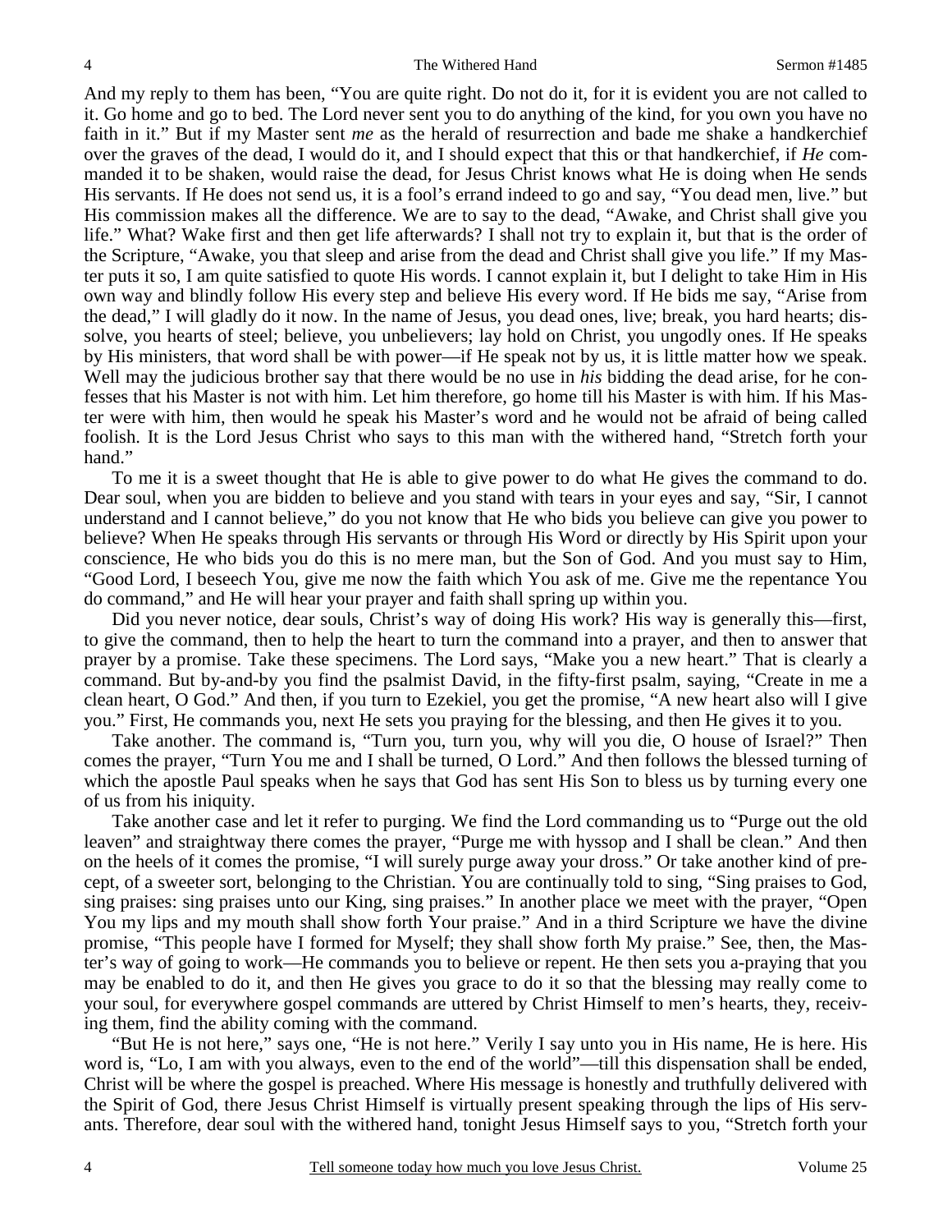And my reply to them has been, "You are quite right. Do not do it, for it is evident you are not called to it. Go home and go to bed. The Lord never sent you to do anything of the kind, for you own you have no faith in it." But if my Master sent *me* as the herald of resurrection and bade me shake a handkerchief over the graves of the dead, I would do it, and I should expect that this or that handkerchief, if *He* commanded it to be shaken, would raise the dead, for Jesus Christ knows what He is doing when He sends His servants. If He does not send us, it is a fool's errand indeed to go and say, "You dead men, live." but His commission makes all the difference. We are to say to the dead, "Awake, and Christ shall give you life." What? Wake first and then get life afterwards? I shall not try to explain it, but that is the order of the Scripture, "Awake, you that sleep and arise from the dead and Christ shall give you life." If my Master puts it so, I am quite satisfied to quote His words. I cannot explain it, but I delight to take Him in His own way and blindly follow His every step and believe His every word. If He bids me say, "Arise from the dead," I will gladly do it now. In the name of Jesus, you dead ones, live; break, you hard hearts; dissolve, you hearts of steel; believe, you unbelievers; lay hold on Christ, you ungodly ones. If He speaks by His ministers, that word shall be with power—if He speak not by us, it is little matter how we speak. Well may the judicious brother say that there would be no use in *his* bidding the dead arise, for he confesses that his Master is not with him. Let him therefore, go home till his Master is with him. If his Master were with him, then would he speak his Master's word and he would not be afraid of being called foolish. It is the Lord Jesus Christ who says to this man with the withered hand, "Stretch forth your hand."

To me it is a sweet thought that He is able to give power to do what He gives the command to do. Dear soul, when you are bidden to believe and you stand with tears in your eyes and say, "Sir, I cannot understand and I cannot believe," do you not know that He who bids you believe can give you power to believe? When He speaks through His servants or through His Word or directly by His Spirit upon your conscience, He who bids you do this is no mere man, but the Son of God. And you must say to Him, "Good Lord, I beseech You, give me now the faith which You ask of me. Give me the repentance You do command," and He will hear your prayer and faith shall spring up within you.

Did you never notice, dear souls, Christ's way of doing His work? His way is generally this—first, to give the command, then to help the heart to turn the command into a prayer, and then to answer that prayer by a promise. Take these specimens. The Lord says, "Make you a new heart." That is clearly a command. But by-and-by you find the psalmist David, in the fifty-first psalm, saying, "Create in me a clean heart, O God." And then, if you turn to Ezekiel, you get the promise, "A new heart also will I give you." First, He commands you, next He sets you praying for the blessing, and then He gives it to you.

Take another. The command is, "Turn you, turn you, why will you die, O house of Israel?" Then comes the prayer, "Turn You me and I shall be turned, O Lord." And then follows the blessed turning of which the apostle Paul speaks when he says that God has sent His Son to bless us by turning every one of us from his iniquity.

Take another case and let it refer to purging. We find the Lord commanding us to "Purge out the old leaven" and straightway there comes the prayer, "Purge me with hyssop and I shall be clean." And then on the heels of it comes the promise, "I will surely purge away your dross." Or take another kind of precept, of a sweeter sort, belonging to the Christian. You are continually told to sing, "Sing praises to God, sing praises: sing praises unto our King, sing praises." In another place we meet with the prayer, "Open You my lips and my mouth shall show forth Your praise." And in a third Scripture we have the divine promise, "This people have I formed for Myself; they shall show forth My praise." See, then, the Master's way of going to work—He commands you to believe or repent. He then sets you a-praying that you may be enabled to do it, and then He gives you grace to do it so that the blessing may really come to your soul, for everywhere gospel commands are uttered by Christ Himself to men's hearts, they, receiving them, find the ability coming with the command.

"But He is not here," says one, "He is not here." Verily I say unto you in His name, He is here. His word is, "Lo, I am with you always, even to the end of the world"—till this dispensation shall be ended, Christ will be where the gospel is preached. Where His message is honestly and truthfully delivered with the Spirit of God, there Jesus Christ Himself is virtually present speaking through the lips of His servants. Therefore, dear soul with the withered hand, tonight Jesus Himself says to you, "Stretch forth your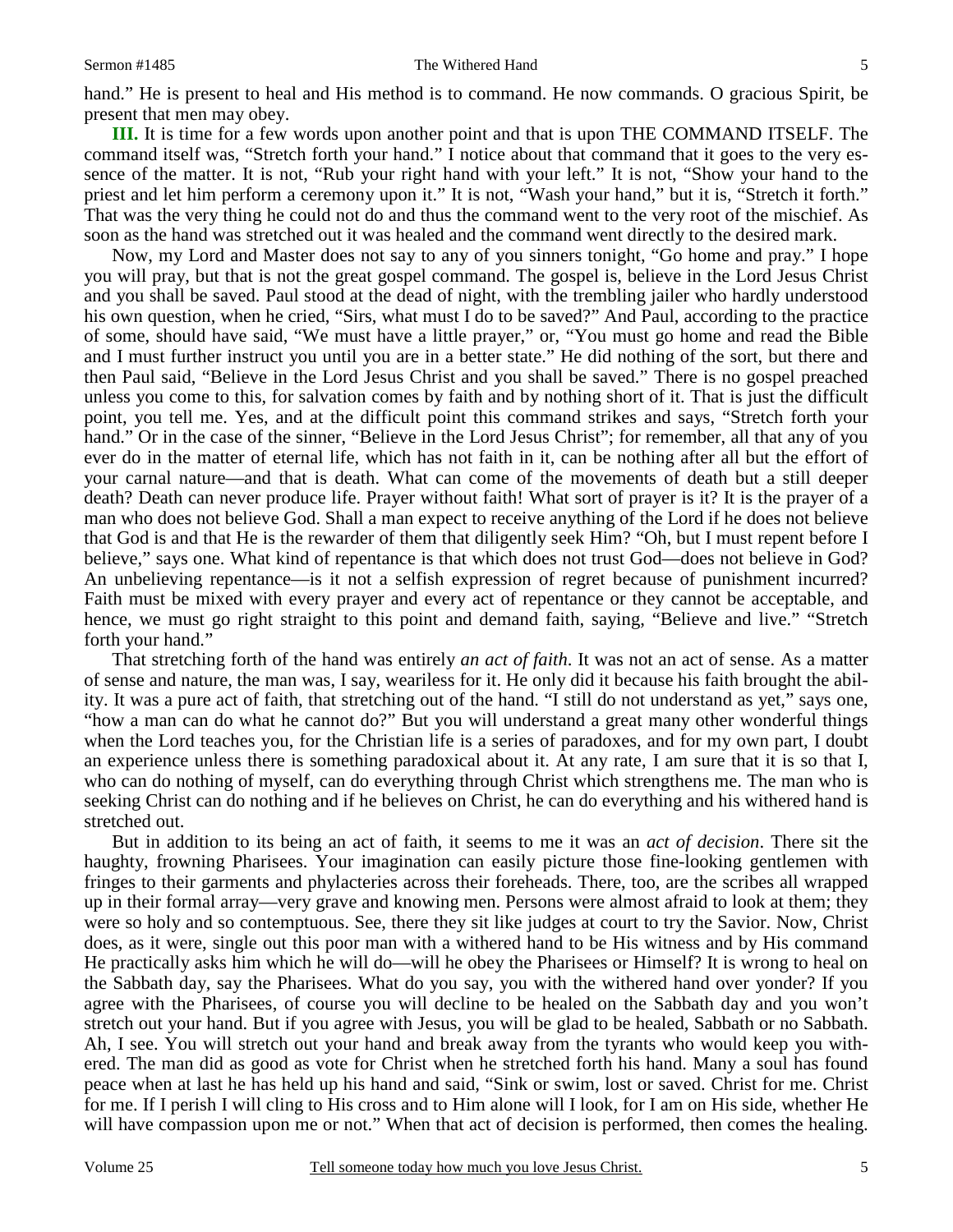hand." He is present to heal and His method is to command. He now commands. O gracious Spirit, be present that men may obey.

**III.** It is time for a few words upon another point and that is upon THE COMMAND ITSELF. The command itself was, "Stretch forth your hand." I notice about that command that it goes to the very essence of the matter. It is not, "Rub your right hand with your left." It is not, "Show your hand to the priest and let him perform a ceremony upon it." It is not, "Wash your hand," but it is, "Stretch it forth." That was the very thing he could not do and thus the command went to the very root of the mischief. As soon as the hand was stretched out it was healed and the command went directly to the desired mark.

Now, my Lord and Master does not say to any of you sinners tonight, "Go home and pray." I hope you will pray, but that is not the great gospel command. The gospel is, believe in the Lord Jesus Christ and you shall be saved. Paul stood at the dead of night, with the trembling jailer who hardly understood his own question, when he cried, "Sirs, what must I do to be saved?" And Paul, according to the practice of some, should have said, "We must have a little prayer," or, "You must go home and read the Bible and I must further instruct you until you are in a better state." He did nothing of the sort, but there and then Paul said, "Believe in the Lord Jesus Christ and you shall be saved." There is no gospel preached unless you come to this, for salvation comes by faith and by nothing short of it. That is just the difficult point, you tell me. Yes, and at the difficult point this command strikes and says, "Stretch forth your hand." Or in the case of the sinner, "Believe in the Lord Jesus Christ"; for remember, all that any of you ever do in the matter of eternal life, which has not faith in it, can be nothing after all but the effort of your carnal nature—and that is death. What can come of the movements of death but a still deeper death? Death can never produce life. Prayer without faith! What sort of prayer is it? It is the prayer of a man who does not believe God. Shall a man expect to receive anything of the Lord if he does not believe that God is and that He is the rewarder of them that diligently seek Him? "Oh, but I must repent before I believe," says one. What kind of repentance is that which does not trust God—does not believe in God? An unbelieving repentance—is it not a selfish expression of regret because of punishment incurred? Faith must be mixed with every prayer and every act of repentance or they cannot be acceptable, and hence, we must go right straight to this point and demand faith, saying, "Believe and live." "Stretch forth your hand."

That stretching forth of the hand was entirely *an act of faith*. It was not an act of sense. As a matter of sense and nature, the man was, I say, weariless for it. He only did it because his faith brought the ability. It was a pure act of faith, that stretching out of the hand. "I still do not understand as yet," says one, "how a man can do what he cannot do?" But you will understand a great many other wonderful things when the Lord teaches you, for the Christian life is a series of paradoxes, and for my own part, I doubt an experience unless there is something paradoxical about it. At any rate, I am sure that it is so that I, who can do nothing of myself, can do everything through Christ which strengthens me. The man who is seeking Christ can do nothing and if he believes on Christ, he can do everything and his withered hand is stretched out.

But in addition to its being an act of faith, it seems to me it was an *act of decision*. There sit the haughty, frowning Pharisees. Your imagination can easily picture those fine-looking gentlemen with fringes to their garments and phylacteries across their foreheads. There, too, are the scribes all wrapped up in their formal array—very grave and knowing men. Persons were almost afraid to look at them; they were so holy and so contemptuous. See, there they sit like judges at court to try the Savior. Now, Christ does, as it were, single out this poor man with a withered hand to be His witness and by His command He practically asks him which he will do—will he obey the Pharisees or Himself? It is wrong to heal on the Sabbath day, say the Pharisees. What do you say, you with the withered hand over yonder? If you agree with the Pharisees, of course you will decline to be healed on the Sabbath day and you won't stretch out your hand. But if you agree with Jesus, you will be glad to be healed, Sabbath or no Sabbath. Ah, I see. You will stretch out your hand and break away from the tyrants who would keep you withered. The man did as good as vote for Christ when he stretched forth his hand. Many a soul has found peace when at last he has held up his hand and said, "Sink or swim, lost or saved. Christ for me. Christ for me. If I perish I will cling to His cross and to Him alone will I look, for I am on His side, whether He will have compassion upon me or not." When that act of decision is performed, then comes the healing.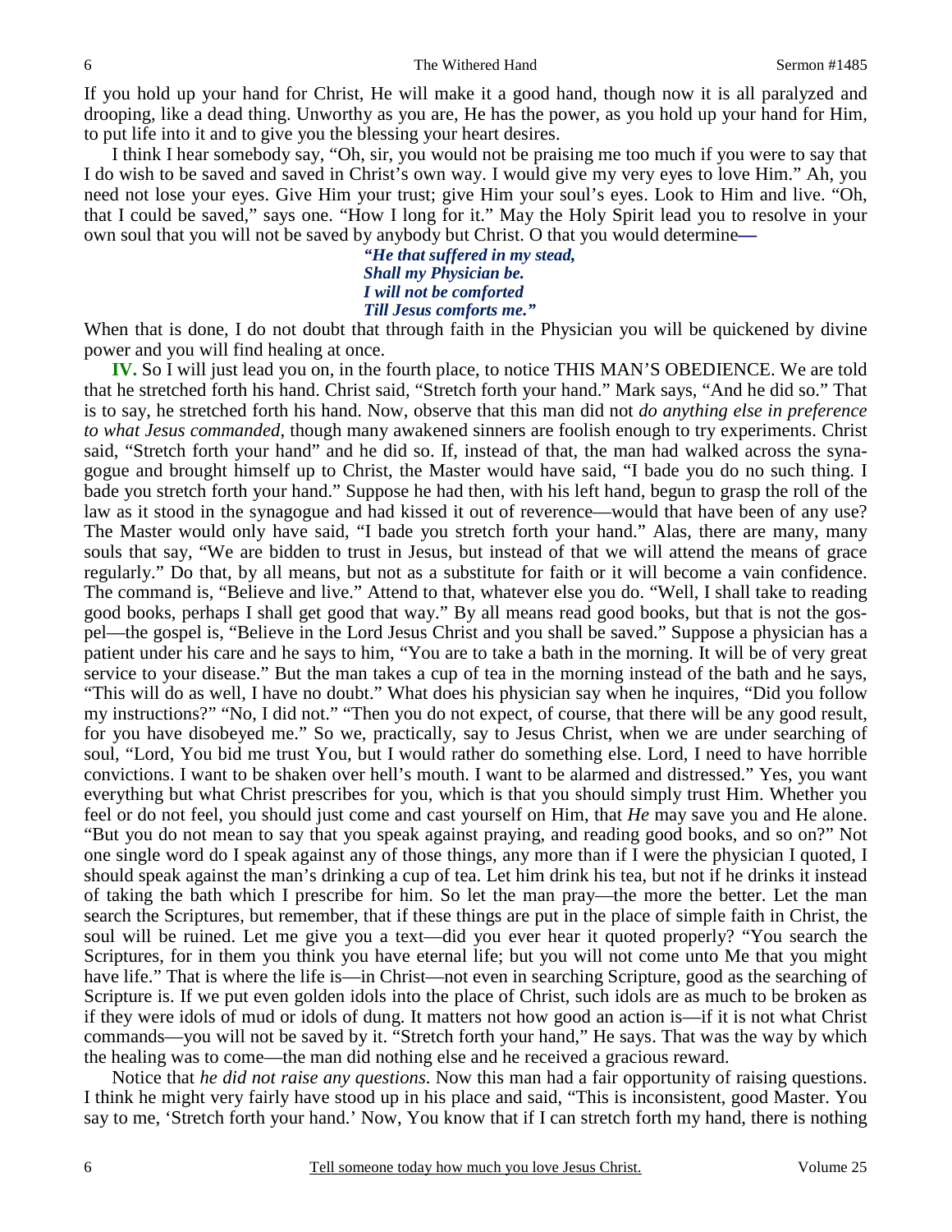If you hold up your hand for Christ, He will make it a good hand, though now it is all paralyzed and drooping, like a dead thing. Unworthy as you are, He has the power, as you hold up your hand for Him, to put life into it and to give you the blessing your heart desires.

I think I hear somebody say, "Oh, sir, you would not be praising me too much if you were to say that I do wish to be saved and saved in Christ's own way. I would give my very eyes to love Him." Ah, you need not lose your eyes. Give Him your trust; give Him your soul's eyes. Look to Him and live. "Oh, that I could be saved," says one. "How I long for it." May the Holy Spirit lead you to resolve in your own soul that you will not be saved by anybody but Christ. O that you would determine—

> *"He that suffered in my stead,*
> *Shall my Physician be.*
> *I will not be comforted*
> *Till Jesus comforts me."*

When that is done, I do not doubt that through faith in the Physician you will be quickened by divine power and you will find healing at once.

**IV.** So I will just lead you on, in the fourth place, to notice THIS MAN'S OBEDIENCE. We are told that he stretched forth his hand. Christ said, "Stretch forth your hand." Mark says, "And he did so." That is to say, he stretched forth his hand. Now, observe that this man did not *do anything else in preference to what Jesus commanded*, though many awakened sinners are foolish enough to try experiments. Christ said, "Stretch forth your hand" and he did so. If, instead of that, the man had walked across the synagogue and brought himself up to Christ, the Master would have said, "I bade you do no such thing. I bade you stretch forth your hand." Suppose he had then, with his left hand, begun to grasp the roll of the law as it stood in the synagogue and had kissed it out of reverence—would that have been of any use? The Master would only have said, "I bade you stretch forth your hand." Alas, there are many, many souls that say, "We are bidden to trust in Jesus, but instead of that we will attend the means of grace regularly." Do that, by all means, but not as a substitute for faith or it will become a vain confidence. The command is, "Believe and live." Attend to that, whatever else you do. "Well, I shall take to reading good books, perhaps I shall get good that way." By all means read good books, but that is not the gospel—the gospel is, "Believe in the Lord Jesus Christ and you shall be saved." Suppose a physician has a patient under his care and he says to him, "You are to take a bath in the morning. It will be of very great service to your disease." But the man takes a cup of tea in the morning instead of the bath and he says, "This will do as well, I have no doubt." What does his physician say when he inquires, "Did you follow my instructions?" "No, I did not." "Then you do not expect, of course, that there will be any good result, for you have disobeyed me." So we, practically, say to Jesus Christ, when we are under searching of soul, "Lord, You bid me trust You, but I would rather do something else. Lord, I need to have horrible convictions. I want to be shaken over hell's mouth. I want to be alarmed and distressed." Yes, you want everything but what Christ prescribes for you, which is that you should simply trust Him. Whether you feel or do not feel, you should just come and cast yourself on Him, that *He* may save you and He alone. "But you do not mean to say that you speak against praying, and reading good books, and so on?" Not one single word do I speak against any of those things, any more than if I were the physician I quoted, I should speak against the man's drinking a cup of tea. Let him drink his tea, but not if he drinks it instead of taking the bath which I prescribe for him. So let the man pray—the more the better. Let the man search the Scriptures, but remember, that if these things are put in the place of simple faith in Christ, the soul will be ruined. Let me give you a text—did you ever hear it quoted properly? "You search the Scriptures, for in them you think you have eternal life; but you will not come unto Me that you might have life." That is where the life is—in Christ—not even in searching Scripture, good as the searching of Scripture is. If we put even golden idols into the place of Christ, such idols are as much to be broken as if they were idols of mud or idols of dung. It matters not how good an action is—if it is not what Christ commands—you will not be saved by it. "Stretch forth your hand," He says. That was the way by which the healing was to come—the man did nothing else and he received a gracious reward.

Notice that *he did not raise any questions*. Now this man had a fair opportunity of raising questions. I think he might very fairly have stood up in his place and said, "This is inconsistent, good Master. You say to me, 'Stretch forth your hand.' Now, You know that if I can stretch forth my hand, there is nothing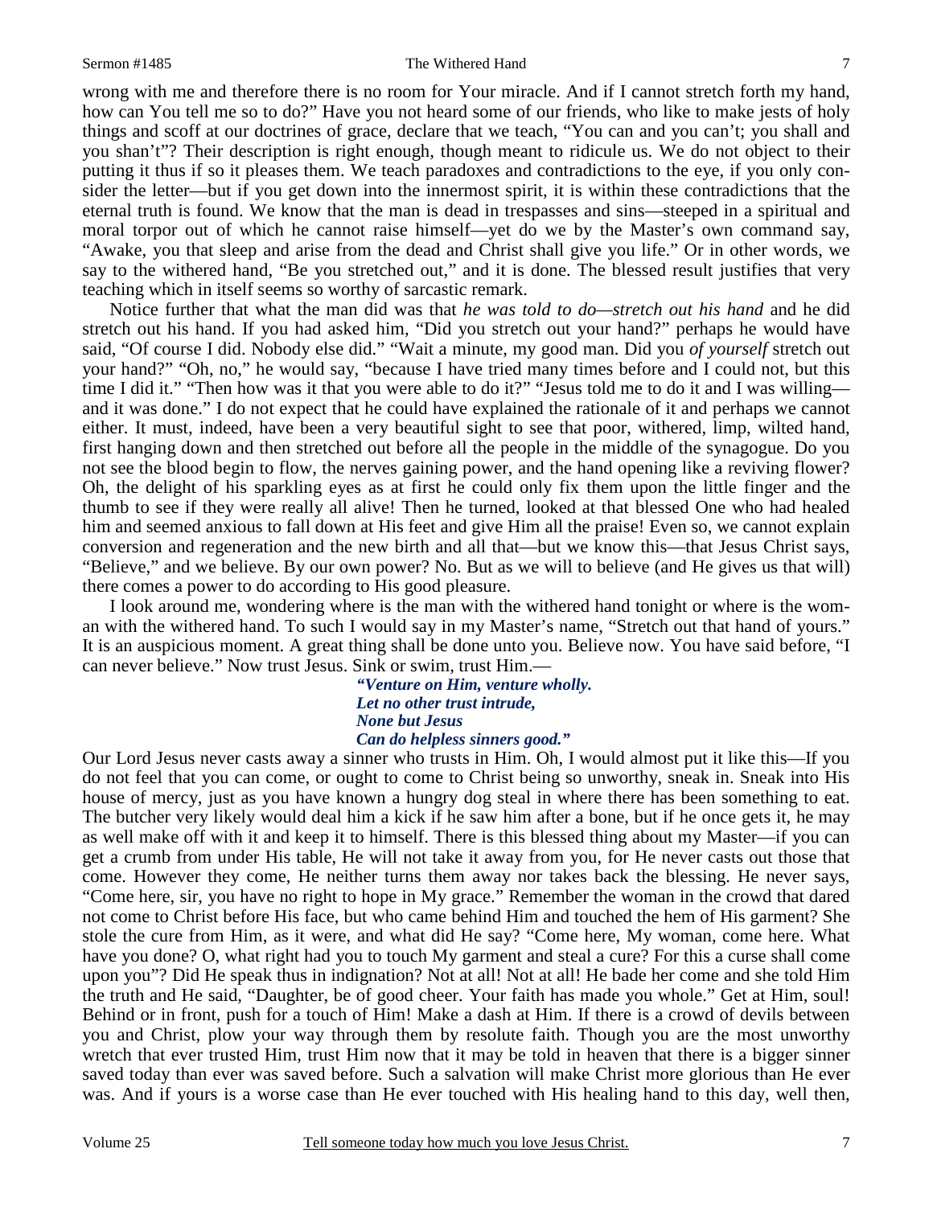wrong with me and therefore there is no room for Your miracle. And if I cannot stretch forth my hand, how can You tell me so to do?" Have you not heard some of our friends, who like to make jests of holy things and scoff at our doctrines of grace, declare that we teach, "You can and you can't; you shall and you shan't"? Their description is right enough, though meant to ridicule us. We do not object to their putting it thus if so it pleases them. We teach paradoxes and contradictions to the eye, if you only consider the letter—but if you get down into the innermost spirit, it is within these contradictions that the eternal truth is found. We know that the man is dead in trespasses and sins—steeped in a spiritual and moral torpor out of which he cannot raise himself—yet do we by the Master's own command say, "Awake, you that sleep and arise from the dead and Christ shall give you life." Or in other words, we say to the withered hand, "Be you stretched out," and it is done. The blessed result justifies that very teaching which in itself seems so worthy of sarcastic remark.

Notice further that what the man did was that *he was told to do—stretch out his hand* and he did stretch out his hand. If you had asked him, "Did you stretch out your hand?" perhaps he would have said, "Of course I did. Nobody else did." "Wait a minute, my good man. Did you *of yourself* stretch out your hand?" "Oh, no," he would say, "because I have tried many times before and I could not, but this time I did it." "Then how was it that you were able to do it?" "Jesus told me to do it and I was willing—and it was done." I do not expect that he could have explained the rationale of it and perhaps we cannot either. It must, indeed, have been a very beautiful sight to see that poor, withered, limp, wilted hand, first hanging down and then stretched out before all the people in the middle of the synagogue. Do you not see the blood begin to flow, the nerves gaining power, and the hand opening like a reviving flower? Oh, the delight of his sparkling eyes as at first he could only fix them upon the little finger and the thumb to see if they were really all alive! Then he turned, looked at that blessed One who had healed him and seemed anxious to fall down at His feet and give Him all the praise! Even so, we cannot explain conversion and regeneration and the new birth and all that—but we know this—that Jesus Christ says, "Believe," and we believe. By our own power? No. But as we will to believe (and He gives us that will) there comes a power to do according to His good pleasure.

I look around me, wondering where is the man with the withered hand tonight or where is the woman with the withered hand. To such I would say in my Master's name, "Stretch out that hand of yours." It is an auspicious moment. A great thing shall be done unto you. Believe now. You have said before, "I can never believe." Now trust Jesus. Sink or swim, trust Him.—

> ***"Venture on Him, venture wholly.***
> ***Let no other trust intrude,***
> ***None but Jesus***
> ***Can do helpless sinners good."***

Our Lord Jesus never casts away a sinner who trusts in Him. Oh, I would almost put it like this—If you do not feel that you can come, or ought to come to Christ being so unworthy, sneak in. Sneak into His house of mercy, just as you have known a hungry dog steal in where there has been something to eat. The butcher very likely would deal him a kick if he saw him after a bone, but if he once gets it, he may as well make off with it and keep it to himself. There is this blessed thing about my Master—if you can get a crumb from under His table, He will not take it away from you, for He never casts out those that come. However they come, He neither turns them away nor takes back the blessing. He never says, "Come here, sir, you have no right to hope in My grace." Remember the woman in the crowd that dared not come to Christ before His face, but who came behind Him and touched the hem of His garment? She stole the cure from Him, as it were, and what did He say? "Come here, My woman, come here. What have you done? O, what right had you to touch My garment and steal a cure? For this a curse shall come upon you"? Did He speak thus in indignation? Not at all! Not at all! He bade her come and she told Him the truth and He said, "Daughter, be of good cheer. Your faith has made you whole." Get at Him, soul! Behind or in front, push for a touch of Him! Make a dash at Him. If there is a crowd of devils between you and Christ, plow your way through them by resolute faith. Though you are the most unworthy wretch that ever trusted Him, trust Him now that it may be told in heaven that there is a bigger sinner saved today than ever was saved before. Such a salvation will make Christ more glorious than He ever was. And if yours is a worse case than He ever touched with His healing hand to this day, well then,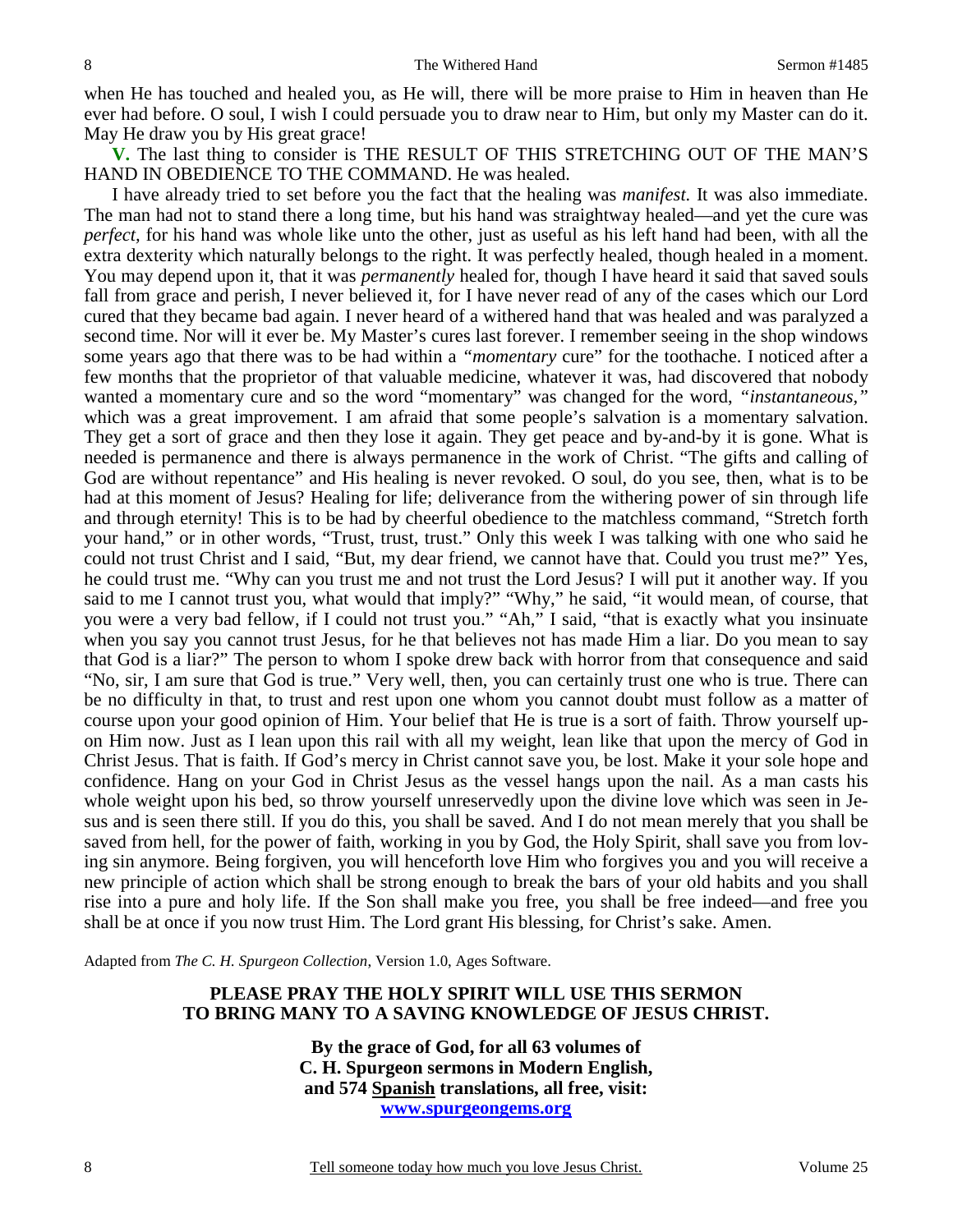when He has touched and healed you, as He will, there will be more praise to Him in heaven than He ever had before. O soul, I wish I could persuade you to draw near to Him, but only my Master can do it. May He draw you by His great grace!

**V.** The last thing to consider is THE RESULT OF THIS STRETCHING OUT OF THE MAN'S HAND IN OBEDIENCE TO THE COMMAND. He was healed.

I have already tried to set before you the fact that the healing was *manifest*. It was also immediate. The man had not to stand there a long time, but his hand was straightway healed—and yet the cure was *perfect,* for his hand was whole like unto the other, just as useful as his left hand had been, with all the extra dexterity which naturally belongs to the right. It was perfectly healed, though healed in a moment. You may depend upon it, that it was *permanently* healed for, though I have heard it said that saved souls fall from grace and perish, I never believed it, for I have never read of any of the cases which our Lord cured that they became bad again. I never heard of a withered hand that was healed and was paralyzed a second time. Nor will it ever be. My Master's cures last forever. I remember seeing in the shop windows some years ago that there was to be had within a *"momentary* cure" for the toothache. I noticed after a few months that the proprietor of that valuable medicine, whatever it was, had discovered that nobody wanted a momentary cure and so the word "momentary" was changed for the word, *"instantaneous,"* which was a great improvement. I am afraid that some people's salvation is a momentary salvation. They get a sort of grace and then they lose it again. They get peace and by-and-by it is gone. What is needed is permanence and there is always permanence in the work of Christ. "The gifts and calling of God are without repentance" and His healing is never revoked. O soul, do you see, then, what is to be had at this moment of Jesus? Healing for life; deliverance from the withering power of sin through life and through eternity! This is to be had by cheerful obedience to the matchless command, "Stretch forth your hand," or in other words, "Trust, trust, trust." Only this week I was talking with one who said he could not trust Christ and I said, "But, my dear friend, we cannot have that. Could you trust me?" Yes, he could trust me. "Why can you trust me and not trust the Lord Jesus? I will put it another way. If you said to me I cannot trust you, what would that imply?" "Why," he said, "it would mean, of course, that you were a very bad fellow, if I could not trust you." "Ah," I said, "that is exactly what you insinuate when you say you cannot trust Jesus, for he that believes not has made Him a liar. Do you mean to say that God is a liar?" The person to whom I spoke drew back with horror from that consequence and said "No, sir, I am sure that God is true." Very well, then, you can certainly trust one who is true. There can be no difficulty in that, to trust and rest upon one whom you cannot doubt must follow as a matter of course upon your good opinion of Him. Your belief that He is true is a sort of faith. Throw yourself upon Him now. Just as I lean upon this rail with all my weight, lean like that upon the mercy of God in Christ Jesus. That is faith. If God's mercy in Christ cannot save you, be lost. Make it your sole hope and confidence. Hang on your God in Christ Jesus as the vessel hangs upon the nail. As a man casts his whole weight upon his bed, so throw yourself unreservedly upon the divine love which was seen in Jesus and is seen there still. If you do this, you shall be saved. And I do not mean merely that you shall be saved from hell, for the power of faith, working in you by God, the Holy Spirit, shall save you from loving sin anymore. Being forgiven, you will henceforth love Him who forgives you and you will receive a new principle of action which shall be strong enough to break the bars of your old habits and you shall rise into a pure and holy life. If the Son shall make you free, you shall be free indeed—and free you shall be at once if you now trust Him. The Lord grant His blessing, for Christ's sake. Amen.

Adapted from *The C. H. Spurgeon Collection*, Version 1.0, Ages Software.

**PLEASE PRAY THE HOLY SPIRIT WILL USE THIS SERMON TO BRING MANY TO A SAVING KNOWLEDGE OF JESUS CHRIST.**

**By the grace of God, for all 63 volumes of C. H. Spurgeon sermons in Modern English, and 574 Spanish translations, all free, visit: www.spurgeongems.org**